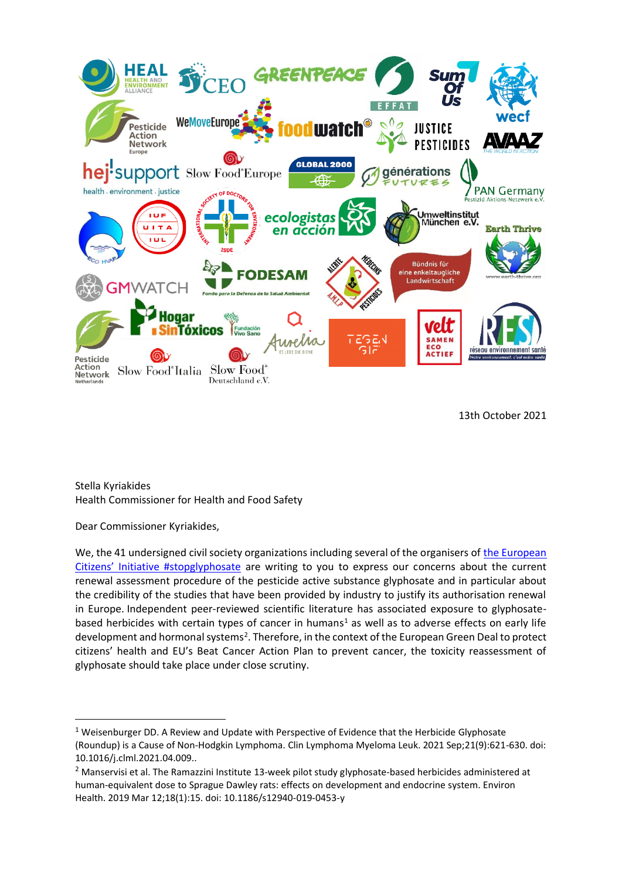13th October 2021

Stella Kyriakides
Health Commissioner for Health and Food Safety

Dear Commissioner Kyriakides,

We, the 41 undersigned civil society organizations including several of the organisers of the European Citizens' Initiative #stopglyphosate are writing to you to express our concerns about the current renewal assessment procedure of the pesticide active substance glyphosate and in particular about the credibility of the studies that have been provided by industry to justify its authorisation renewal in Europe. Independent peer-reviewed scientific literature has associated exposure to glyphosate-based herbicides with certain types of cancer in humans[1] as well as to adverse effects on early life development and hormonal systems[2]. Therefore, in the context of the European Green Deal to protect citizens' health and EU's Beat Cancer Action Plan to prevent cancer, the toxicity reassessment of glyphosate should take place under close scrutiny.

---

[1] Weisenburger DD. A Review and Update with Perspective of Evidence that the Herbicide Glyphosate (Roundup) is a Cause of Non-Hodgkin Lymphoma. Clin Lymphoma Myeloma Leuk. 2021 Sep;21(9):621-630. doi: 10.1016/j.clml.2021.04.009..

[2] Manservisi et al. The Ramazzini Institute 13-week pilot study glyphosate-based herbicides administered at human-equivalent dose to Sprague Dawley rats: effects on development and endocrine system. Environ Health. 2019 Mar 12;18(1):15. doi: 10.1186/s12940-019-0453-y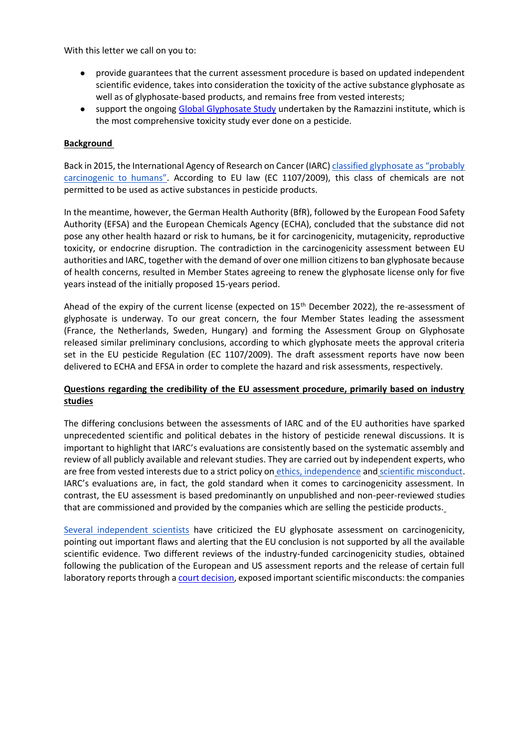With this letter we call on you to:

- provide guarantees that the current assessment procedure is based on updated independent scientific evidence, takes into consideration the toxicity of the active substance glyphosate as well as of glyphosate-based products, and remains free from vested interests;
- support the ongoing Global Glyphosate Study undertaken by the Ramazzini institute, which is the most comprehensive toxicity study ever done on a pesticide.

**Background**

Back in 2015, the International Agency of Research on Cancer (IARC) classified glyphosate as "probably carcinogenic to humans". According to EU law (EC 1107/2009), this class of chemicals are not permitted to be used as active substances in pesticide products.

In the meantime, however, the German Health Authority (BfR), followed by the European Food Safety Authority (EFSA) and the European Chemicals Agency (ECHA), concluded that the substance did not pose any other health hazard or risk to humans, be it for carcinogenicity, mutagenicity, reproductive toxicity, or endocrine disruption. The contradiction in the carcinogenicity assessment between EU authorities and IARC, together with the demand of over one million citizens to ban glyphosate because of health concerns, resulted in Member States agreeing to renew the glyphosate license only for five years instead of the initially proposed 15-years period.

Ahead of the expiry of the current license (expected on 15th December 2022), the re-assessment of glyphosate is underway. To our great concern, the four Member States leading the assessment (France, the Netherlands, Sweden, Hungary) and forming the Assessment Group on Glyphosate released similar preliminary conclusions, according to which glyphosate meets the approval criteria set in the EU pesticide Regulation (EC 1107/2009). The draft assessment reports have now been delivered to ECHA and EFSA in order to complete the hazard and risk assessments, respectively.

**Questions regarding the credibility of the EU assessment procedure, primarily based on industry studies**

The differing conclusions between the assessments of IARC and of the EU authorities have sparked unprecedented scientific and political debates in the history of pesticide renewal discussions. It is important to highlight that IARC's evaluations are consistently based on the systematic assembly and review of all publicly available and relevant studies. They are carried out by independent experts, who are free from vested interests due to a strict policy on ethics, independence and scientific misconduct. IARC's evaluations are, in fact, the gold standard when it comes to carcinogenicity assessment. In contrast, the EU assessment is based predominantly on unpublished and non-peer-reviewed studies that are commissioned and provided by the companies which are selling the pesticide products.

Several independent scientists have criticized the EU glyphosate assessment on carcinogenicity, pointing out important flaws and alerting that the EU conclusion is not supported by all the available scientific evidence. Two different reviews of the industry-funded carcinogenicity studies, obtained following the publication of the European and US assessment reports and the release of certain full laboratory reports through a court decision, exposed important scientific misconducts: the companies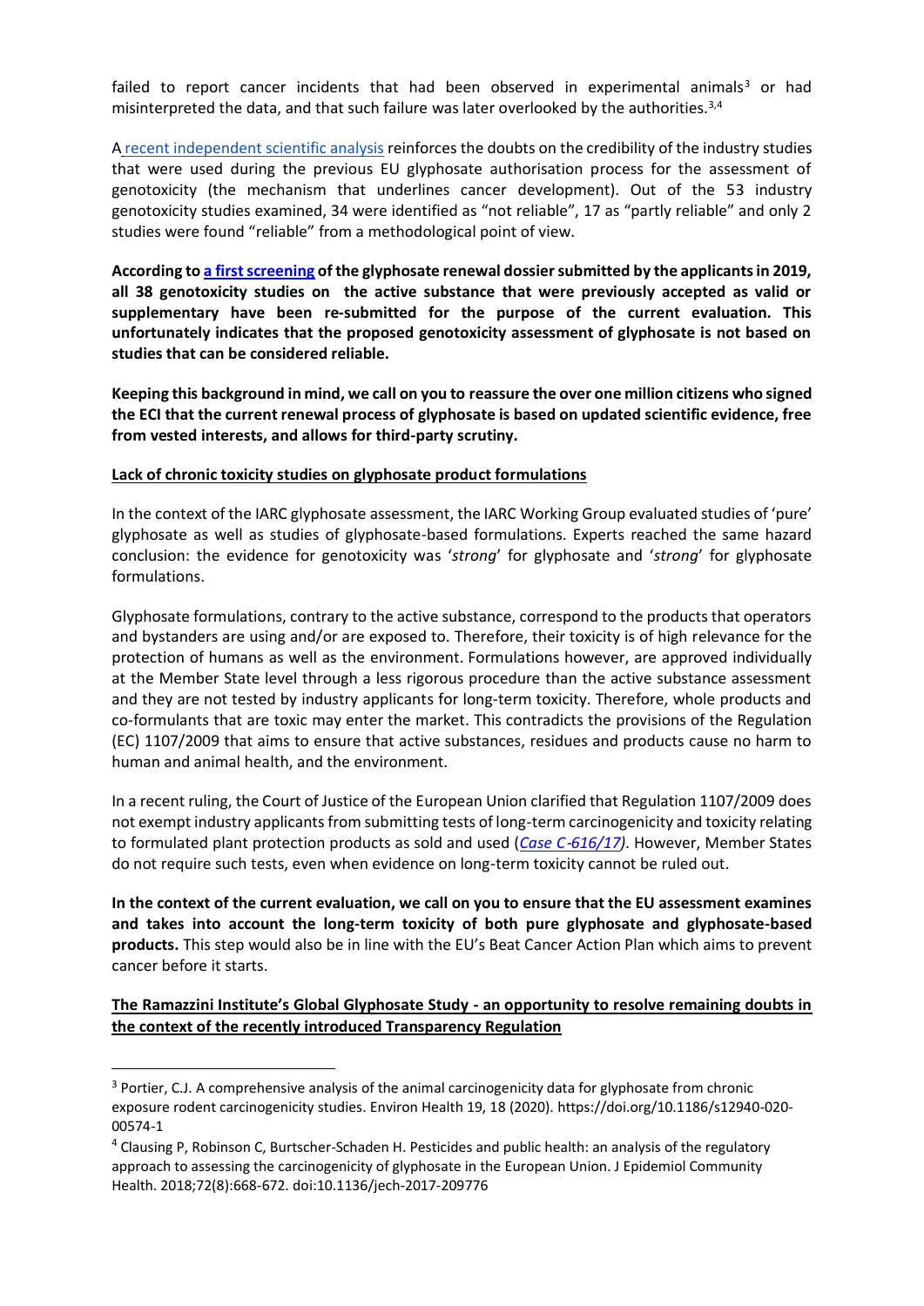failed to report cancer incidents that had been observed in experimental animals[3] or had misinterpreted the data, and that such failure was later overlooked by the authorities.[3,4]

A recent independent scientific analysis reinforces the doubts on the credibility of the industry studies that were used during the previous EU glyphosate authorisation process for the assessment of genotoxicity (the mechanism that underlines cancer development). Out of the 53 industry genotoxicity studies examined, 34 were identified as "not reliable", 17 as "partly reliable" and only 2 studies were found "reliable" from a methodological point of view.

**According to a first screening of the glyphosate renewal dossier submitted by the applicants in 2019, all 38 genotoxicity studies on the active substance that were previously accepted as valid or supplementary have been re-submitted for the purpose of the current evaluation. This unfortunately indicates that the proposed genotoxicity assessment of glyphosate is not based on studies that can be considered reliable.**

**Keeping this background in mind, we call on you to reassure the over one million citizens who signed the ECI that the current renewal process of glyphosate is based on updated scientific evidence, free from vested interests, and allows for third-party scrutiny.**

**Lack of chronic toxicity studies on glyphosate product formulations**

In the context of the IARC glyphosate assessment, the IARC Working Group evaluated studies of 'pure' glyphosate as well as studies of glyphosate-based formulations. Experts reached the same hazard conclusion: the evidence for genotoxicity was '*strong*' for glyphosate and '*strong*' for glyphosate formulations.

Glyphosate formulations, contrary to the active substance, correspond to the products that operators and bystanders are using and/or are exposed to. Therefore, their toxicity is of high relevance for the protection of humans as well as the environment. Formulations however, are approved individually at the Member State level through a less rigorous procedure than the active substance assessment and they are not tested by industry applicants for long-term toxicity. Therefore, whole products and co-formulants that are toxic may enter the market. This contradicts the provisions of the Regulation (EC) 1107/2009 that aims to ensure that active substances, residues and products cause no harm to human and animal health, and the environment.

In a recent ruling, the Court of Justice of the European Union clarified that Regulation 1107/2009 does not exempt industry applicants from submitting tests of long-term carcinogenicity and toxicity relating to formulated plant protection products as sold and used (*Case C-616/17*). However, Member States do not require such tests, even when evidence on long-term toxicity cannot be ruled out.

**In the context of the current evaluation, we call on you to ensure that the EU assessment examines and takes into account the long-term toxicity of both pure glyphosate and glyphosate-based products.** This step would also be in line with the EU's Beat Cancer Action Plan which aims to prevent cancer before it starts.

**The Ramazzini Institute's Global Glyphosate Study - an opportunity to resolve remaining doubts in the context of the recently introduced Transparency Regulation**

---

[3] Portier, C.J. A comprehensive analysis of the animal carcinogenicity data for glyphosate from chronic exposure rodent carcinogenicity studies. Environ Health 19, 18 (2020). https://doi.org/10.1186/s12940-020-00574-1

[4] Clausing P, Robinson C, Burtscher-Schaden H. Pesticides and public health: an analysis of the regulatory approach to assessing the carcinogenicity of glyphosate in the European Union. J Epidemiol Community Health. 2018;72(8):668-672. doi:10.1136/jech-2017-209776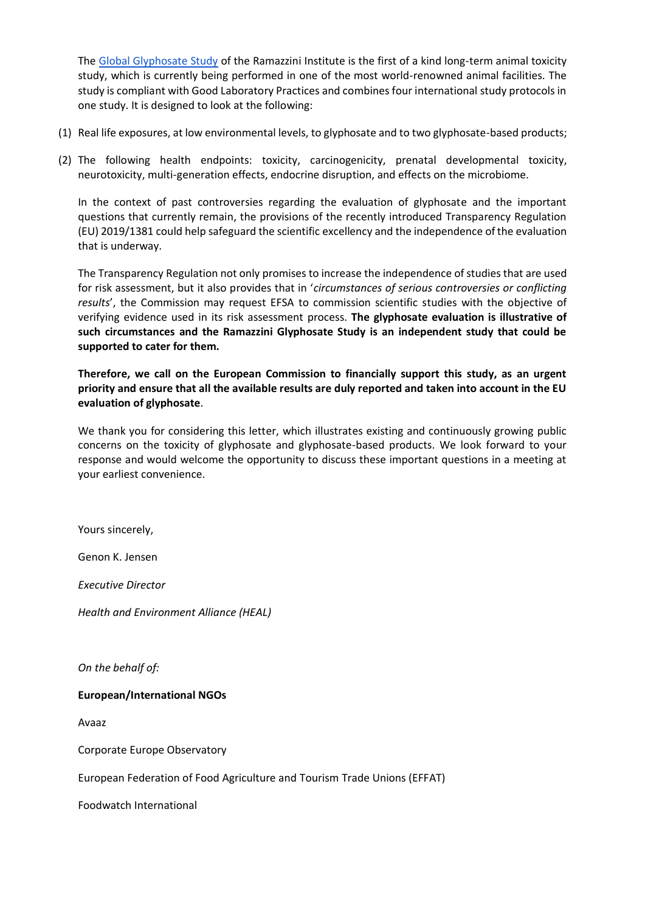The [Global Glyphosate Study] of the Ramazzini Institute is the first of a kind long-term animal toxicity study, which is currently being performed in one of the most world-renowned animal facilities. The study is compliant with Good Laboratory Practices and combines four international study protocols in one study. It is designed to look at the following:

(1) Real life exposures, at low environmental levels, to glyphosate and to two glyphosate-based products;

(2) The following health endpoints: toxicity, carcinogenicity, prenatal developmental toxicity, neurotoxicity, multi-generation effects, endocrine disruption, and effects on the microbiome.

In the context of past controversies regarding the evaluation of glyphosate and the important questions that currently remain, the provisions of the recently introduced Transparency Regulation (EU) 2019/1381 could help safeguard the scientific excellency and the independence of the evaluation that is underway.

The Transparency Regulation not only promises to increase the independence of studies that are used for risk assessment, but it also provides that in '*circumstances of serious controversies or conflicting results*', the Commission may request EFSA to commission scientific studies with the objective of verifying evidence used in its risk assessment process. **The glyphosate evaluation is illustrative of such circumstances and the Ramazzini Glyphosate Study is an independent study that could be supported to cater for them.**

**Therefore, we call on the European Commission to financially support this study, as an urgent priority and ensure that all the available results are duly reported and taken into account in the EU evaluation of glyphosate**.

We thank you for considering this letter, which illustrates existing and continuously growing public concerns on the toxicity of glyphosate and glyphosate-based products. We look forward to your response and would welcome the opportunity to discuss these important questions in a meeting at your earliest convenience.

Yours sincerely,

Genon K. Jensen

*Executive Director*

*Health and Environment Alliance (HEAL)*

*On the behalf of:*

**European/International NGOs**

Avaaz

Corporate Europe Observatory

European Federation of Food Agriculture and Tourism Trade Unions (EFFAT)

Foodwatch International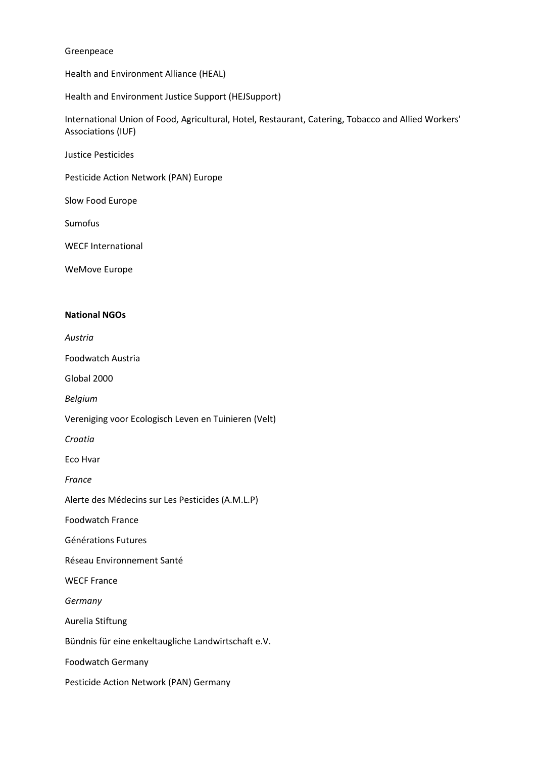Greenpeace

Health and Environment Alliance (HEAL)

Health and Environment Justice Support (HEJSupport)

International Union of Food, Agricultural, Hotel, Restaurant, Catering, Tobacco and Allied Workers' Associations (IUF)

Justice Pesticides

Pesticide Action Network (PAN) Europe

Slow Food Europe

Sumofus

WECF International

WeMove Europe

**National NGOs**

*Austria*

Foodwatch Austria

Global 2000

*Belgium*

Vereniging voor Ecologisch Leven en Tuinieren (Velt)

*Croatia*

Eco Hvar

*France*

Alerte des Médecins sur Les Pesticides (A.M.L.P)

Foodwatch France

Générations Futures

Réseau Environnement Santé

WECF France

*Germany*

Aurelia Stiftung

Bündnis für eine enkeltaugliche Landwirtschaft e.V.

Foodwatch Germany

Pesticide Action Network (PAN) Germany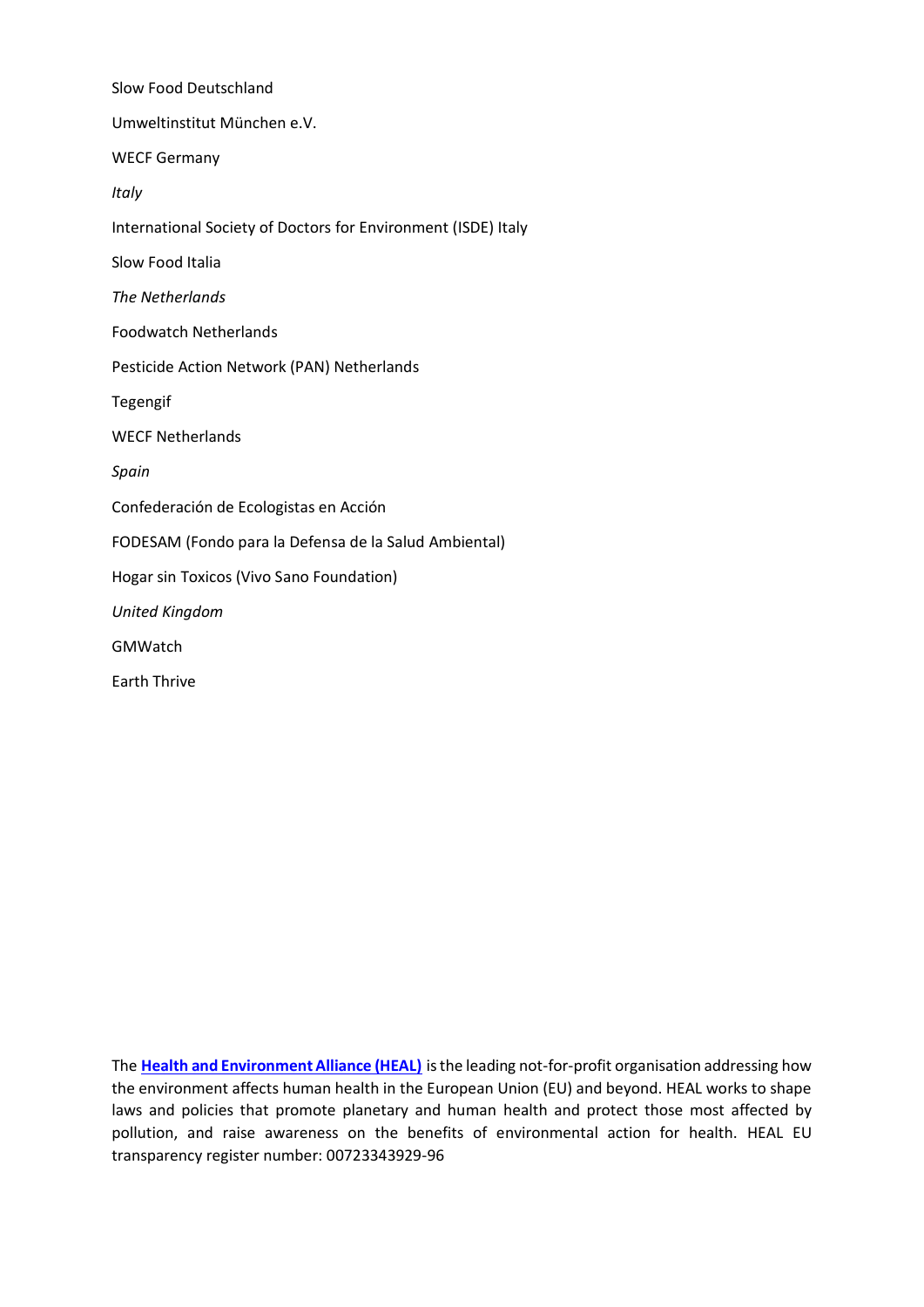Slow Food Deutschland

Umweltinstitut München e.V.

WECF Germany

*Italy*

International Society of Doctors for Environment (ISDE) Italy

Slow Food Italia

*The Netherlands*

Foodwatch Netherlands

Pesticide Action Network (PAN) Netherlands

Tegengif

WECF Netherlands

*Spain*

Confederación de Ecologistas en Acción

FODESAM (Fondo para la Defensa de la Salud Ambiental)

Hogar sin Toxicos (Vivo Sano Foundation)

*United Kingdom*

GMWatch

Earth Thrive

The **Health and Environment Alliance (HEAL)** is the leading not-for-profit organisation addressing how the environment affects human health in the European Union (EU) and beyond. HEAL works to shape laws and policies that promote planetary and human health and protect those most affected by pollution, and raise awareness on the benefits of environmental action for health. HEAL EU transparency register number: 00723343929-96